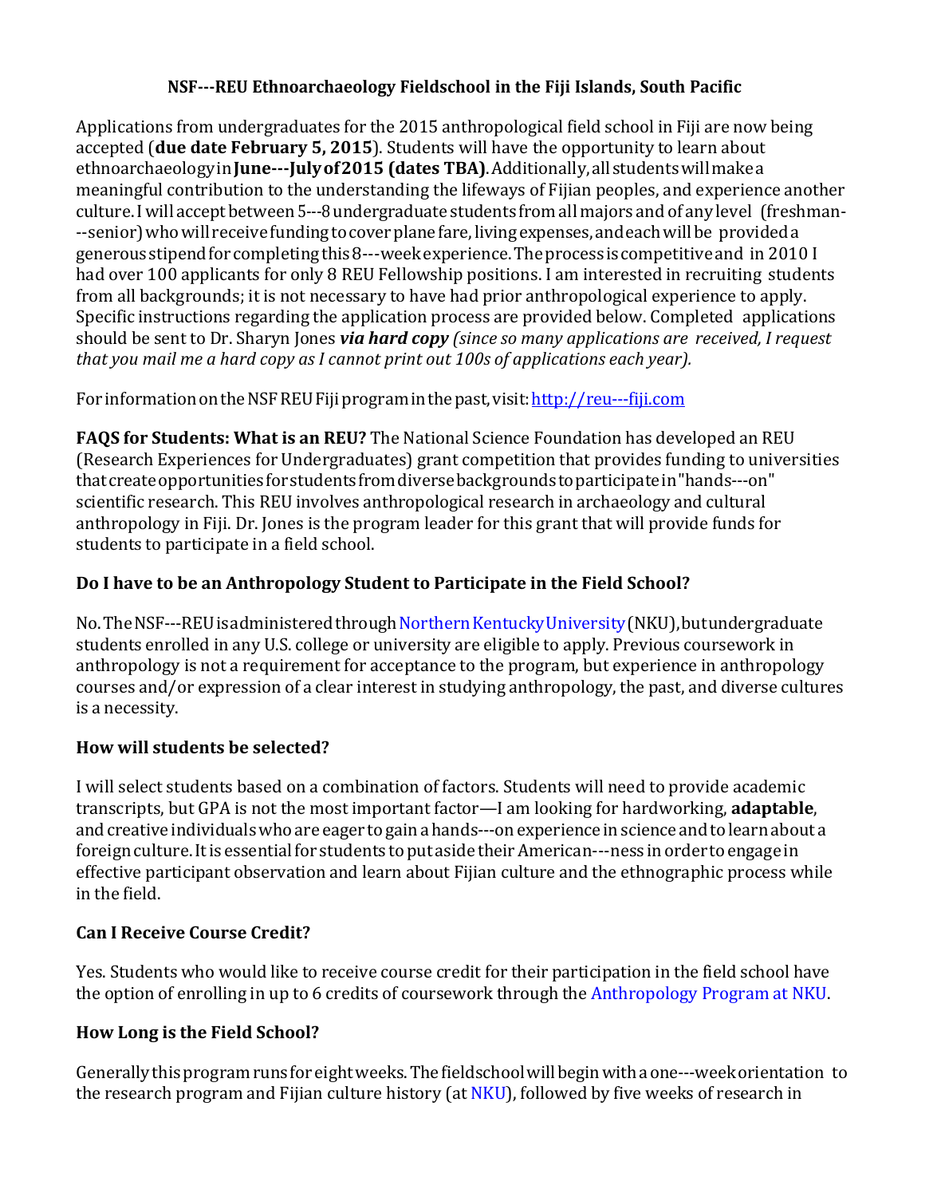**NSF---REU Ethnoarchaeology Fieldschool in the Fiji Islands, South Pacific**

Applications from undergraduates for the 2015 anthropological field school in Fiji are now being accepted (**due date February 5, 2015**). Students will have the opportunity to learn about ethnoarchaeology in **June---July of 2015 (dates TBA)**. Additionally, all students will make a meaningful contribution to the understanding the lifeways of Fijian peoples, and experience another culture. I will accept between 5---8 undergraduate students from all majors and of any level (freshman---senior) who will receive funding to cover plane fare, living expenses, and each will be provided a generous stipend for completing this 8---week experience. The process is competitive and in 2010 I had over 100 applicants for only 8 REU Fellowship positions. I am interested in recruiting students from all backgrounds; it is not necessary to have had prior anthropological experience to apply. Specific instructions regarding the application process are provided below. Completed applications should be sent to Dr. Sharyn Jones ***via hard copy*** *(since so many applications are received, I request that you mail me a hard copy as I cannot print out 100s of applications each year).*

For information on the NSF REU Fiji program in the past, visit: http://reu---fiji.com

**FAQS for Students: What is an REU?** The National Science Foundation has developed an REU (Research Experiences for Undergraduates) grant competition that provides funding to universities that create opportunities for students from diverse backgrounds to participate in "hands---on" scientific research. This REU involves anthropological research in archaeology and cultural anthropology in Fiji. Dr. Jones is the program leader for this grant that will provide funds for students to participate in a field school.

## Do I have to be an Anthropology Student to Participate in the Field School?

No. The NSF---REU is administered through Northern Kentucky University (NKU), but undergraduate students enrolled in any U.S. college or university are eligible to apply. Previous coursework in anthropology is not a requirement for acceptance to the program, but experience in anthropology courses and/or expression of a clear interest in studying anthropology, the past, and diverse cultures is a necessity.

## How will students be selected?

I will select students based on a combination of factors. Students will need to provide academic transcripts, but GPA is not the most important factor—I am looking for hardworking, **adaptable**, and creative individuals who are eager to gain a hands---on experience in science and to learn about a foreign culture. It is essential for students to put aside their American---ness in order to engage in effective participant observation and learn about Fijian culture and the ethnographic process while in the field.

## Can I Receive Course Credit?

Yes. Students who would like to receive course credit for their participation in the field school have the option of enrolling in up to 6 credits of coursework through the Anthropology Program at NKU.

## How Long is the Field School?

Generally this program runs for eight weeks. The fieldschool will begin with a one---week orientation to the research program and Fijian culture history (at NKU), followed by five weeks of research in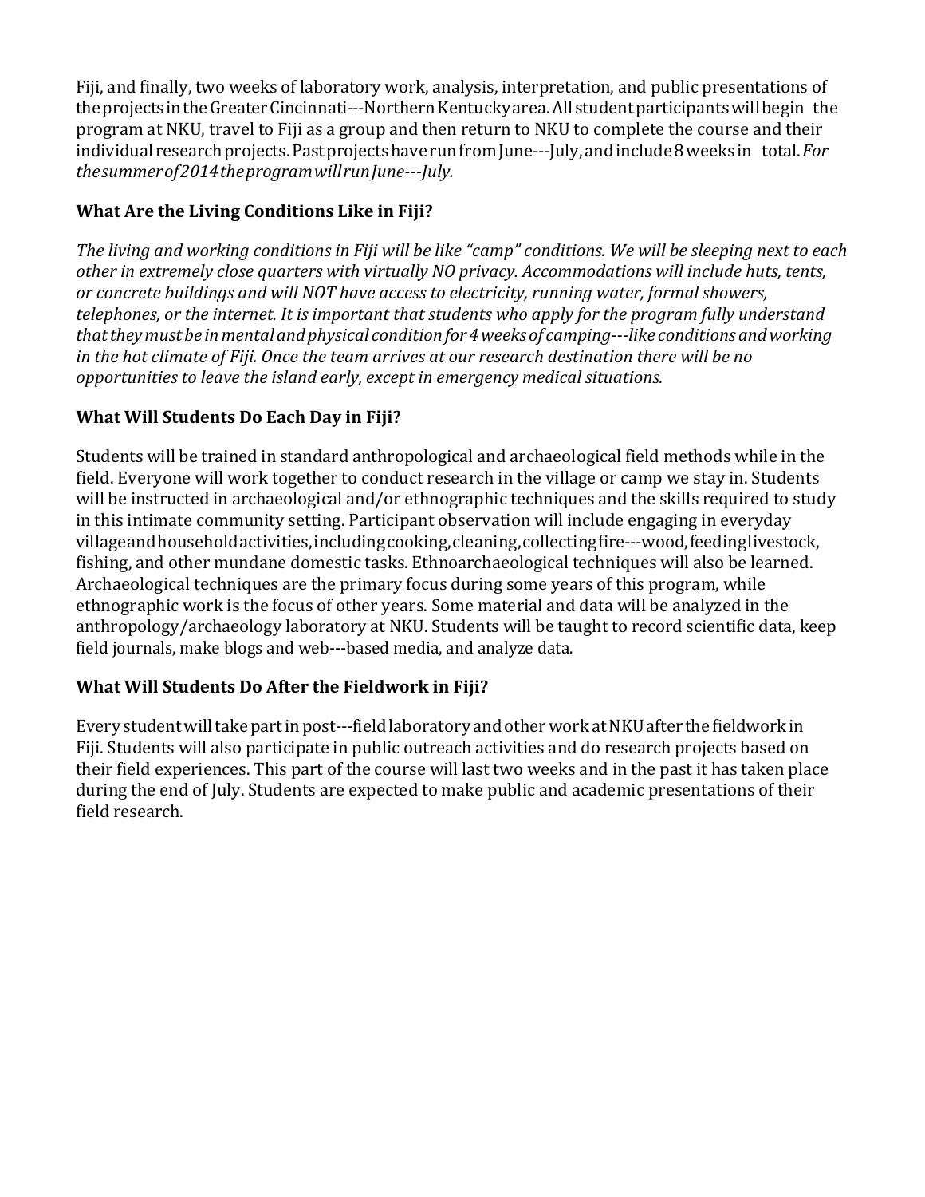Fiji, and finally, two weeks of laboratory work, analysis, interpretation, and public presentations of the projects in the Greater Cincinnati---Northern Kentucky area. All student participants will begin the program at NKU, travel to Fiji as a group and then return to NKU to complete the course and their individual research projects. Past projects have run from June---July, and include 8 weeks in total. *For the summer of 2014 the program will run June---July.*

### What Are the Living Conditions Like in Fiji?

*The living and working conditions in Fiji will be like "camp" conditions. We will be sleeping next to each other in extremely close quarters with virtually NO privacy. Accommodations will include huts, tents, or concrete buildings and will NOT have access to electricity, running water, formal showers, telephones, or the internet. It is important that students who apply for the program fully understand that they must be in mental and physical condition for 4 weeks of camping---like conditions and working in the hot climate of Fiji. Once the team arrives at our research destination there will be no opportunities to leave the island early, except in emergency medical situations.*

### What Will Students Do Each Day in Fiji?

Students will be trained in standard anthropological and archaeological field methods while in the field. Everyone will work together to conduct research in the village or camp we stay in. Students will be instructed in archaeological and/or ethnographic techniques and the skills required to study in this intimate community setting. Participant observation will include engaging in everyday village and household activities, including cooking, cleaning, collecting fire---wood, feeding livestock, fishing, and other mundane domestic tasks. Ethnoarchaeological techniques will also be learned. Archaeological techniques are the primary focus during some years of this program, while ethnographic work is the focus of other years. Some material and data will be analyzed in the anthropology/archaeology laboratory at NKU. Students will be taught to record scientific data, keep field journals, make blogs and web---based media, and analyze data.

### What Will Students Do After the Fieldwork in Fiji?

Every student will take part in post---field laboratory and other work at NKU after the fieldwork in Fiji. Students will also participate in public outreach activities and do research projects based on their field experiences. This part of the course will last two weeks and in the past it has taken place during the end of July. Students are expected to make public and academic presentations of their field research.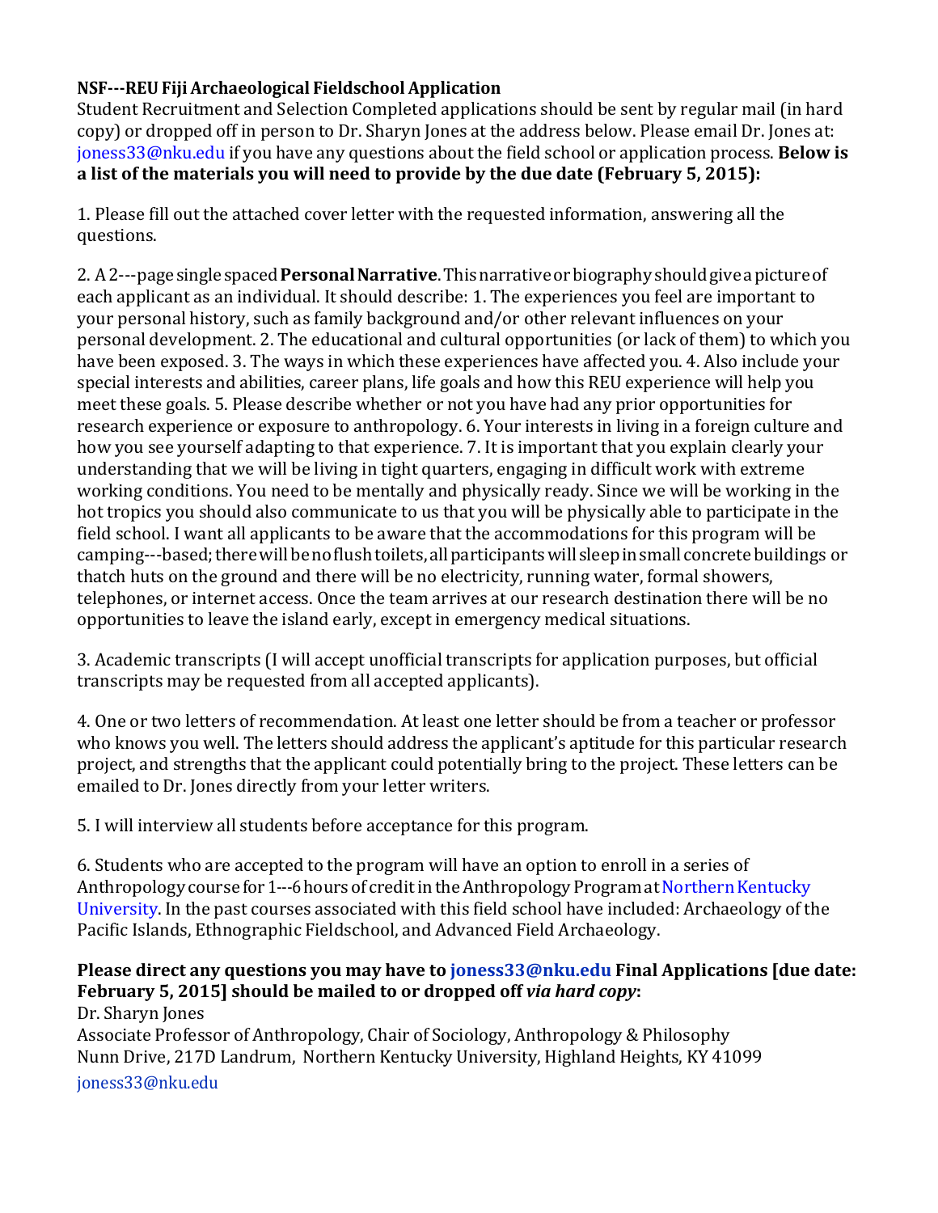**NSF---REU Fiji Archaeological Fieldschool Application**

Student Recruitment and Selection Completed applications should be sent by regular mail (in hard copy) or dropped off in person to Dr. Sharyn Jones at the address below. Please email Dr. Jones at: joness33@nku.edu if you have any questions about the field school or application process. **Below is a list of the materials you will need to provide by the due date (February 5, 2015):**

1. Please fill out the attached cover letter with the requested information, answering all the questions.

2. A 2---page single spaced **Personal Narrative**. This narrative or biography should give a picture of each applicant as an individual. It should describe: 1. The experiences you feel are important to your personal history, such as family background and/or other relevant influences on your personal development. 2. The educational and cultural opportunities (or lack of them) to which you have been exposed. 3. The ways in which these experiences have affected you. 4. Also include your special interests and abilities, career plans, life goals and how this REU experience will help you meet these goals. 5. Please describe whether or not you have had any prior opportunities for research experience or exposure to anthropology. 6. Your interests in living in a foreign culture and how you see yourself adapting to that experience. 7. It is important that you explain clearly your understanding that we will be living in tight quarters, engaging in difficult work with extreme working conditions. You need to be mentally and physically ready. Since we will be working in the hot tropics you should also communicate to us that you will be physically able to participate in the field school. I want all applicants to be aware that the accommodations for this program will be camping---based; there will be no flush toilets, all participants will sleep in small concrete buildings or thatch huts on the ground and there will be no electricity, running water, formal showers, telephones, or internet access. Once the team arrives at our research destination there will be no opportunities to leave the island early, except in emergency medical situations.

3. Academic transcripts (I will accept unofficial transcripts for application purposes, but official transcripts may be requested from all accepted applicants).

4. One or two letters of recommendation. At least one letter should be from a teacher or professor who knows you well. The letters should address the applicant's aptitude for this particular research project, and strengths that the applicant could potentially bring to the project. These letters can be emailed to Dr. Jones directly from your letter writers.

5. I will interview all students before acceptance for this program.

6. Students who are accepted to the program will have an option to enroll in a series of Anthropology course for 1---6 hours of credit in the Anthropology Program at Northern Kentucky University. In the past courses associated with this field school have included: Archaeology of the Pacific Islands, Ethnographic Fieldschool, and Advanced Field Archaeology.

**Please direct any questions you may have to joness33@nku.edu Final Applications [due date: February 5, 2015] should be mailed to or dropped off *via hard copy*:**

Dr. Sharyn Jones
Associate Professor of Anthropology, Chair of Sociology, Anthropology & Philosophy
Nunn Drive, 217D Landrum, Northern Kentucky University, Highland Heights, KY 41099
joness33@nku.edu